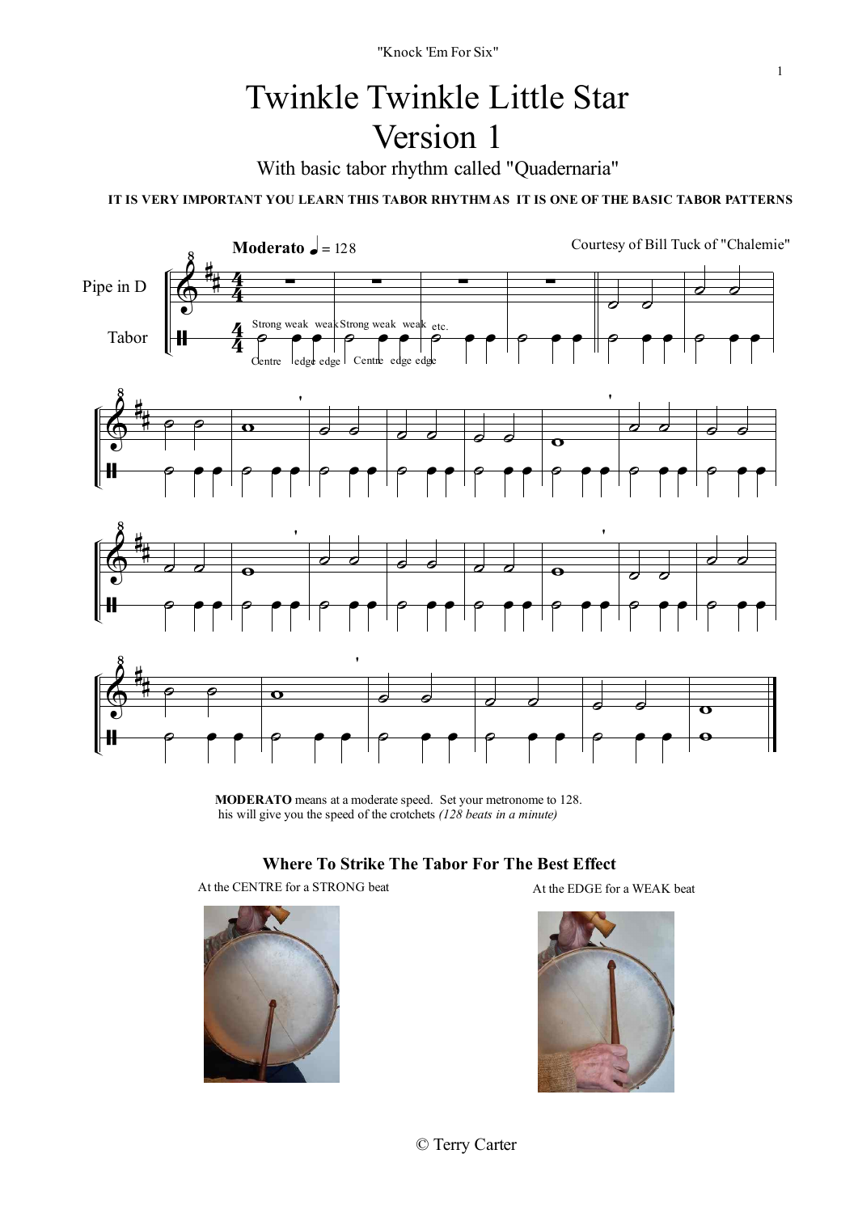"Knock 'Em For Six"

# Twinkle Twinkle Little Star
# Version 1

## With basic tabor rhythm called "Quadernaria"

**IT IS VERY IMPORTANT YOU LEARN THIS TABOR RHYTHM AS IT IS ONE OF THE BASIC TABOR PATTERNS**

**Moderato** ♩ = 128

Courtesy of Bill Tuck of "Chalemie"

Pipe in D

Tabor

Strong weak weak Strong weak weak etc.

Centre edge edge Centre edge edge

**MODERATO** means at a moderate speed. Set your metronome to 128.
his will give you the speed of the crotchets *(128 beats in a minute)*

### Where To Strike The Tabor For The Best Effect

At the CENTRE for a STRONG beat

At the EDGE for a WEAK beat

© Terry Carter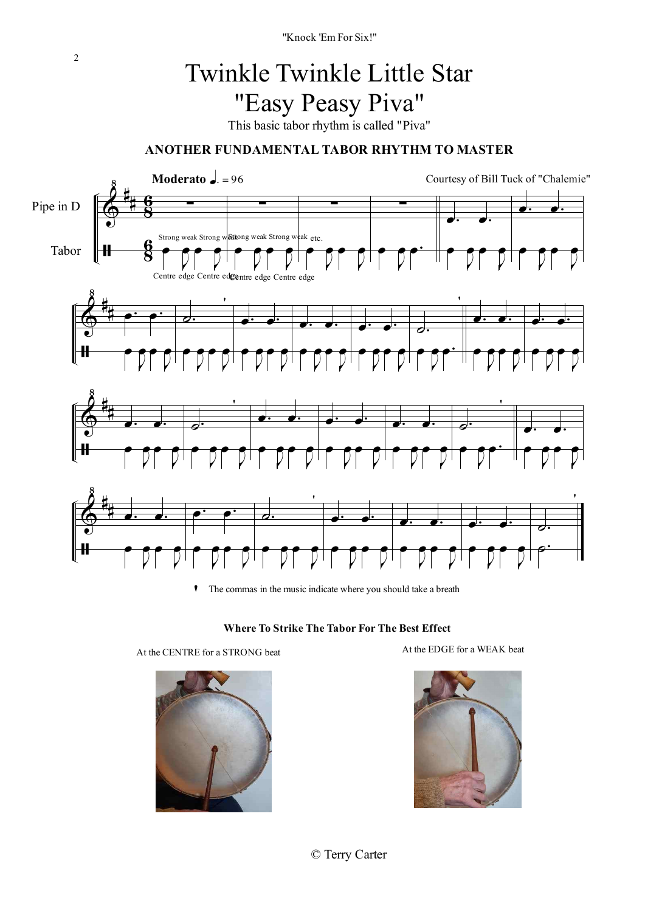# Twinkle Twinkle Little Star
# "Easy Peasy Piva"

This basic tabor rhythm is called "Piva"

### ANOTHER FUNDAMENTAL TABOR RHYTHM TO MASTER

**Moderato** ♩. = 96

Courtesy of Bill Tuck of "Chalemie"

Pipe in D

Tabor

Strong weak Strong weak Strong weak Strong weak etc.

Centre edge Centre edge Centre edge Centre edge

' The commas in the music indicate where you should take a breath

**Where To Strike The Tabor For The Best Effect**

At the CENTRE for a STRONG beat

At the EDGE for a WEAK beat

© Terry Carter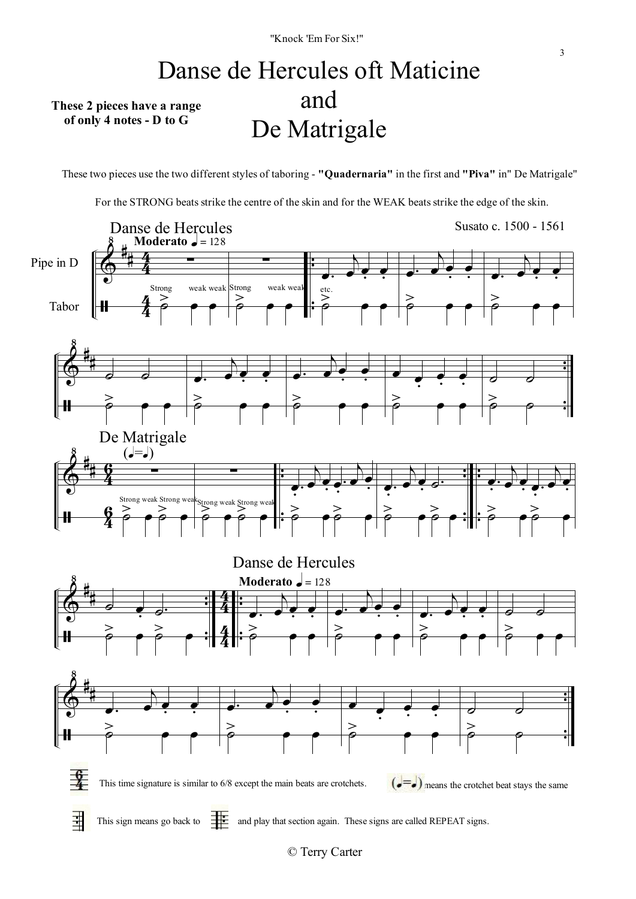"Knock 'Em For Six!"

# Danse de Hercules oft Maticine
# and
# De Matrigale

**These 2 pieces have a range of only 4 notes - D to G**

These two pieces use the two different styles of taboring - **"Quadernaria"** in the first and **"Piva"** in" De Matrigale"

For the STRONG beats strike the centre of the skin and for the WEAK beats strike the edge of the skin.

This time signature is similar to 6/8 except the main beats are crotchets.

(♩=♩) means the crotchet beat stays the same

This sign means go back to [repeat start sign] and play that section again. These signs are called REPEAT signs.

© Terry Carter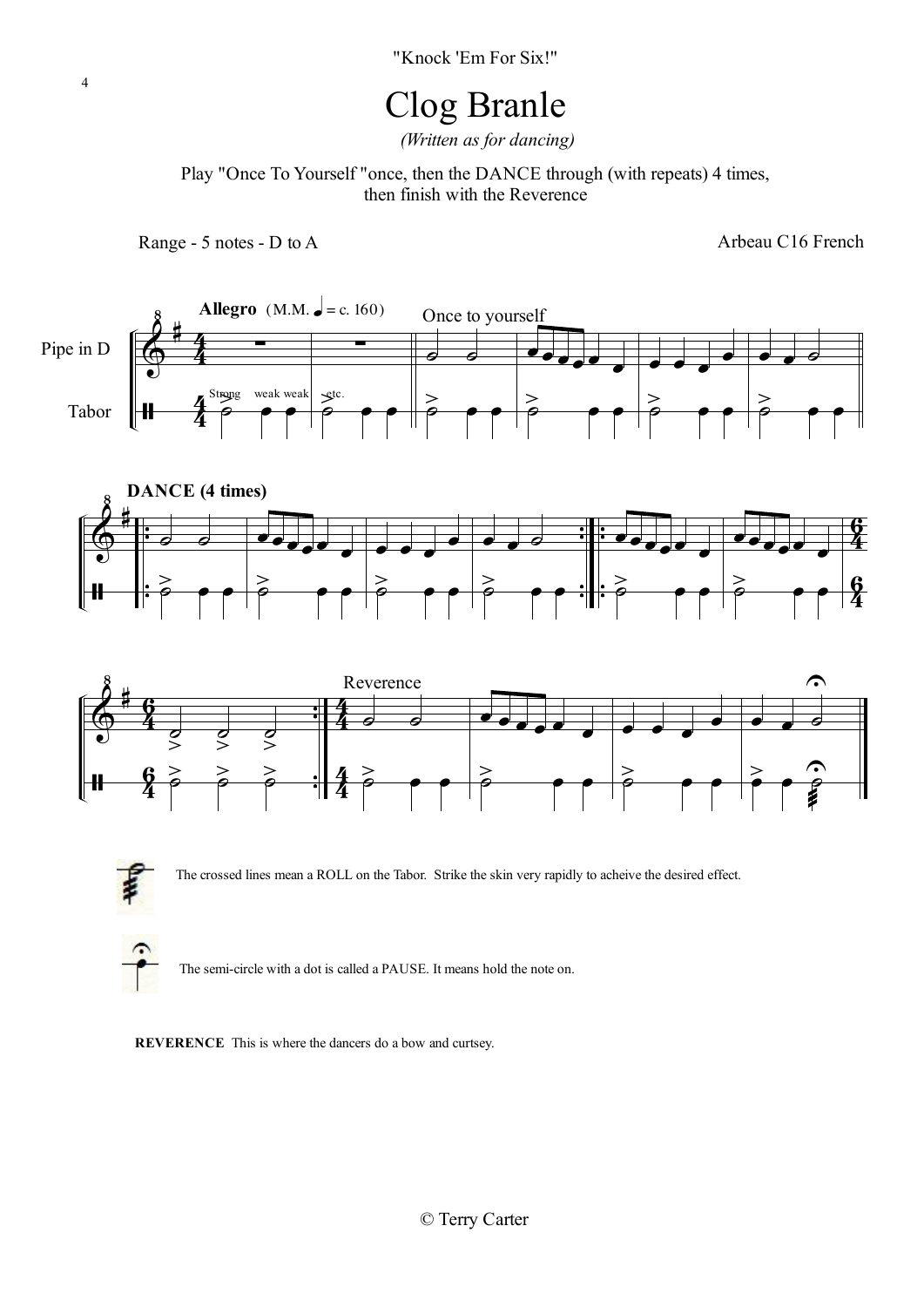"Knock 'Em For Six!"

# Clog Branle

*(Written as for dancing)*

Play "Once To Yourself "once, then the DANCE through (with repeats) 4 times, then finish with the Reverence

Range - 5 notes - D to A

Arbeau C16 French

The crossed lines mean a ROLL on the Tabor. Strike the skin very rapidly to acheive the desired effect.

The semi-circle with a dot is called a PAUSE. It means hold the note on.

**REVERENCE** This is where the dancers do a bow and curtsey.

© Terry Carter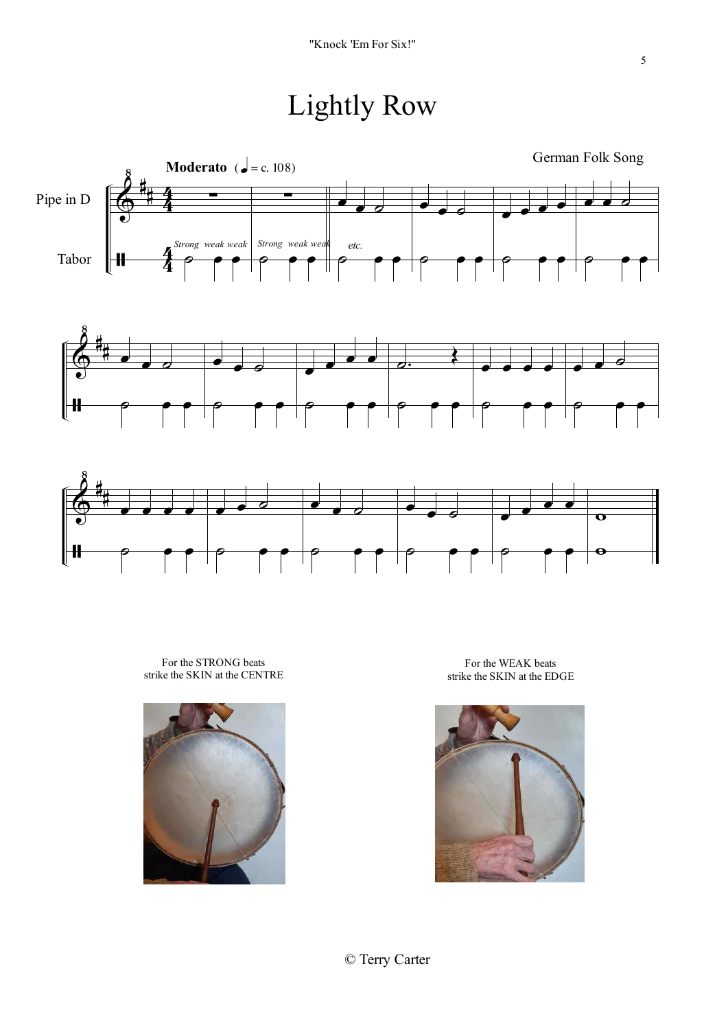# Lightly Row

German Folk Song

Moderato (♩ = c. 108)

Pipe in D

Tabor

*Strong weak weak* *Strong weak weak* *etc.*

For the STRONG beats
strike the SKIN at the CENTRE

For the WEAK beats
strike the SKIN at the EDGE

© Terry Carter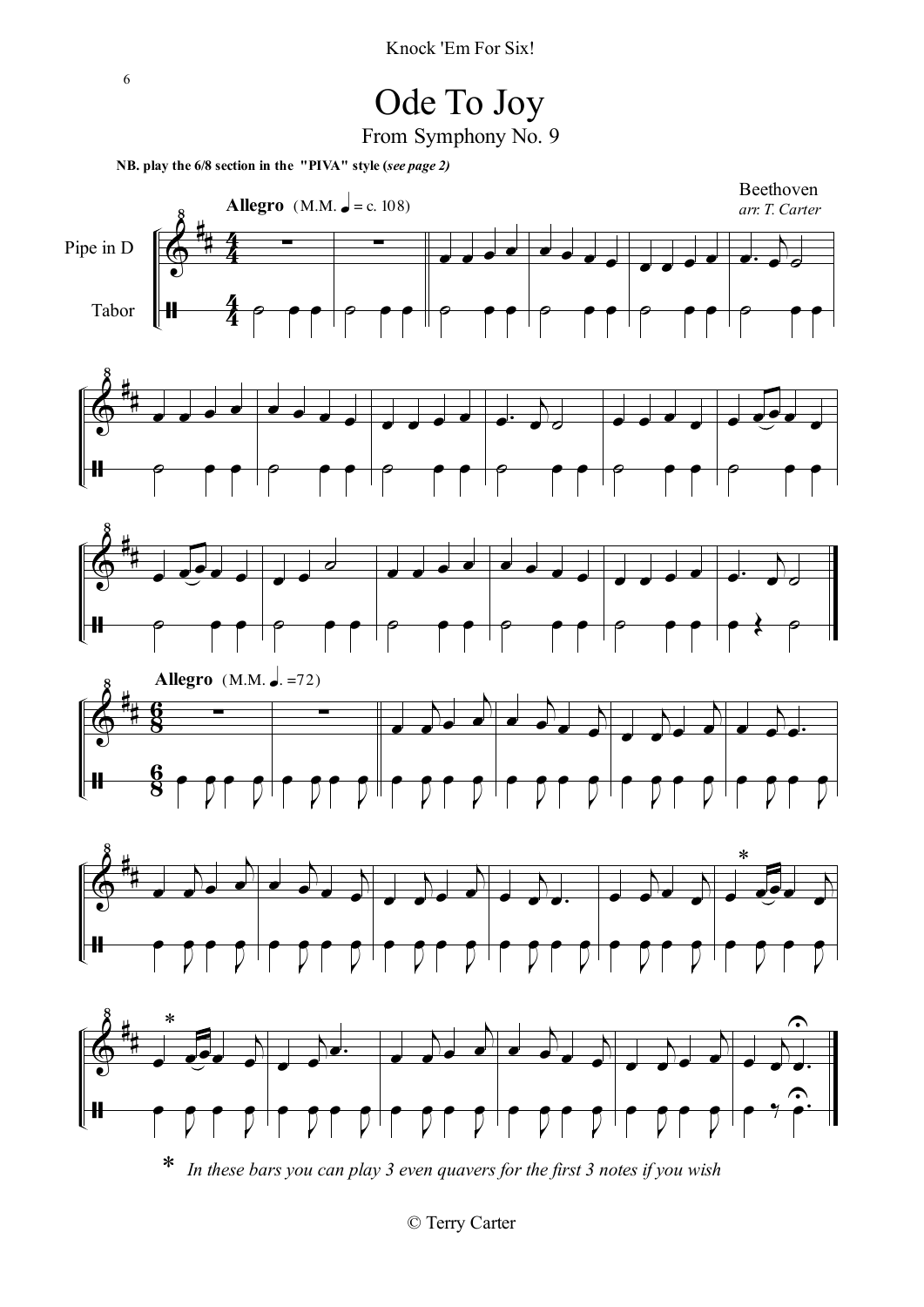# Ode To Joy

From Symphony No. 9

**NB. play the 6/8 section in the "PIVA" style (*see page 2*)**

Beethoven
*arr: T. Carter*

**Allegro** (M.M. ♩ = c. 108)

Pipe in D

Tabor

**Allegro** (M.M. ♩. =72)

\* *In these bars you can play 3 even quavers for the first 3 notes if you wish*

© Terry Carter